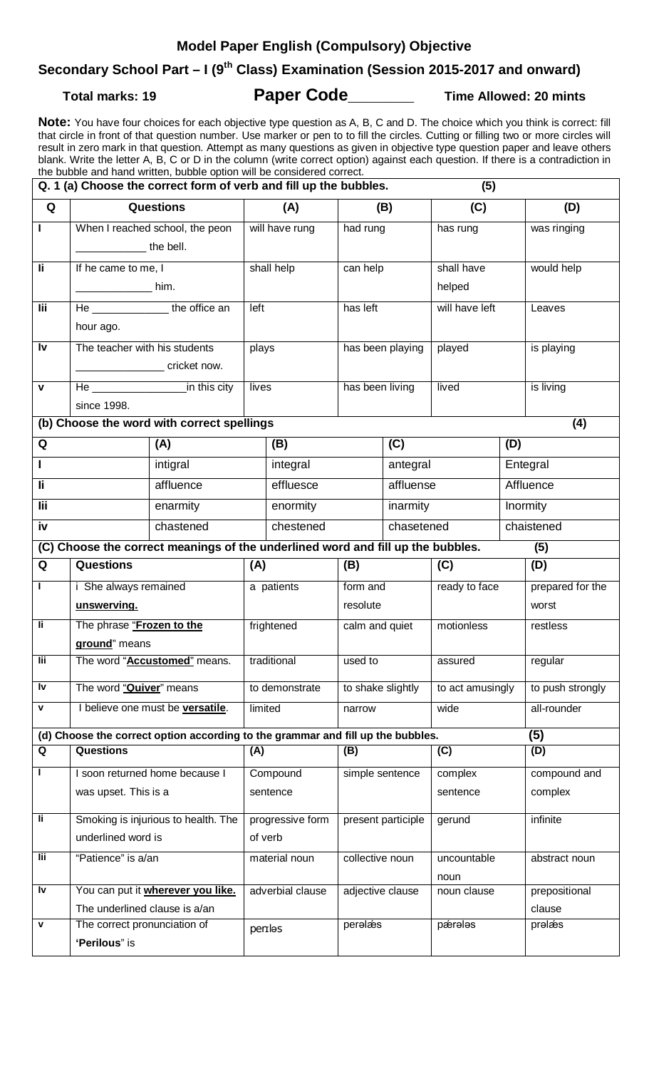## Model Paper English (Compulsory) Objective

## Secondary School Part – I (9th Class) Examination (Session 2015-2017 and onward)

**Total marks: 19** **Paper Code________** **Time Allowed: 20 mints**

**Note:** You have four choices for each objective type question as A, B, C and D. The choice which you think is correct: fill that circle in front of that question number. Use marker or pen to to fill the circles. Cutting or filling two or more circles will result in zero mark in that question. Attempt as many questions as given in objective type question paper and leave others blank. Write the letter A, B, C or D in the column (write correct option) against each question. If there is a contradiction in the bubble and hand written, bubble option will be considered correct.

**Q. 1 (a) Choose the correct form of verb and fill up the bubbles. (5)**

| Q | Questions | (A) | (B) | (C) | (D) |
|---|---|---|---|---|---|
| I | When I reached school, the peon ___________ the bell. | will have rung | had rung | has rung | was ringing |
| Ii | If he came to me, I ____________ him. | shall help | can help | shall have helped | would help |
| Iii | He ____________ the office an hour ago. | left | has left | will have left | Leaves |
| Iv | The teacher with his students ______________ cricket now. | plays | has been playing | played | is playing |
| v | He _______________ in this city since 1998. | lives | has been living | lived | is living |

**(b) Choose the word with correct spellings (4)**

| Q | (A) | (B) | (C) | (D) |
|---|---|---|---|---|
| I | intigral | integral | antegral | Entegral |
| Ii | affluence | effluesce | affluense | Affluence |
| Iii | enarmity | enormity | inarmity | Inormity |
| iv | chastened | chestened | chasetened | chaistened |

**(C) Choose the correct meanings of the underlined word and fill up the bubbles. (5)**

| Q | Questions | (A) | (B) | (C) | (D) |
|---|---|---|---|---|---|
| I | i She always remained **unswerving.** | a patients | form and resolute | ready to face | prepared for the worst |
| Ii | The phrase "**Frozen to the ground**" means | frightened | calm and quiet | motionless | restless |
| Iii | The word "**Accustomed**" means. | traditional | used to | assured | regular |
| Iv | The word "**Quiver**" means | to demonstrate | to shake slightly | to act amusingly | to push strongly |
| v | I believe one must be **versatile**. | limited | narrow | wide | all-rounder |

**(d) Choose the correct option according to the grammar and fill up the bubbles. (5)**

| Q | Questions | (A) | (B) | (C) | (D) |
|---|---|---|---|---|---|
| I | I soon returned home because I was upset. This is a | Compound sentence | simple sentence | complex sentence | compound and complex |
| Ii | Smoking is injurious to health. The underlined word is | progressive form of verb | present participle | gerund | infinite |
| Iii | "Patience" is a/an | material noun | collective noun | uncountable noun | abstract noun |
| Iv | You can put it **wherever you like.** The underlined clause is a/an | adverbial clause | adjective clause | noun clause | prepositional clause |
| v | The correct pronunciation of **'Perilous'** is | perɪləs | perələ́s | pǽrələs | prələ́s |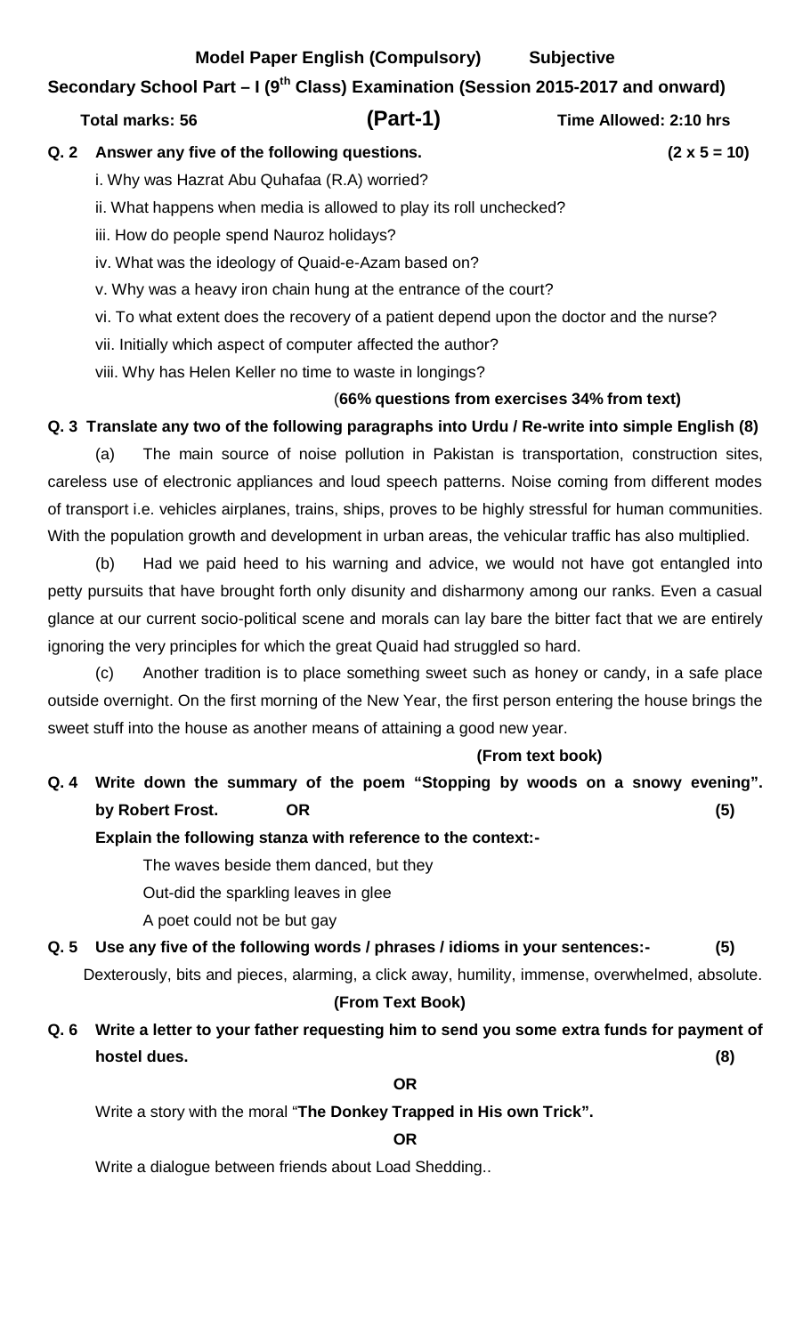**Model Paper English (Compulsory) Subjective**

**Secondary School Part – I (9th Class) Examination (Session 2015-2017 and onward)**

**Total marks: 56** **(Part-1)** **Time Allowed: 2:10 hrs**

**Q. 2 Answer any five of the following questions. (2 x 5 = 10)**

i. Why was Hazrat Abu Quhafaa (R.A) worried?

ii. What happens when media is allowed to play its roll unchecked?

iii. How do people spend Nauroz holidays?

iv. What was the ideology of Quaid-e-Azam based on?

v. Why was a heavy iron chain hung at the entrance of the court?

vi. To what extent does the recovery of a patient depend upon the doctor and the nurse?

vii. Initially which aspect of computer affected the author?

viii. Why has Helen Keller no time to waste in longings?

(**66% questions from exercises 34% from text)**

**Q. 3 Translate any two of the following paragraphs into Urdu / Re-write into simple English (8)**

(a) The main source of noise pollution in Pakistan is transportation, construction sites, careless use of electronic appliances and loud speech patterns. Noise coming from different modes of transport i.e. vehicles airplanes, trains, ships, proves to be highly stressful for human communities. With the population growth and development in urban areas, the vehicular traffic has also multiplied.

(b) Had we paid heed to his warning and advice, we would not have got entangled into petty pursuits that have brought forth only disunity and disharmony among our ranks. Even a casual glance at our current socio-political scene and morals can lay bare the bitter fact that we are entirely ignoring the very principles for which the great Quaid had struggled so hard.

(c) Another tradition is to place something sweet such as honey or candy, in a safe place outside overnight. On the first morning of the New Year, the first person entering the house brings the sweet stuff into the house as another means of attaining a good new year.

**(From text book)**

**Q. 4 Write down the summary of the poem "Stopping by woods on a snowy evening". by Robert Frost. OR (5)**

**Explain the following stanza with reference to the context:-**

The waves beside them danced, but they
Out-did the sparkling leaves in glee
A poet could not be but gay

**Q. 5 Use any five of the following words / phrases / idioms in your sentences:- (5)**

Dexterously, bits and pieces, alarming, a click away, humility, immense, overwhelmed, absolute.

**(From Text Book)**

**Q. 6 Write a letter to your father requesting him to send you some extra funds for payment of hostel dues. (8)**

**OR**

Write a story with the moral "**The Donkey Trapped in His own Trick".**

**OR**

Write a dialogue between friends about Load Shedding..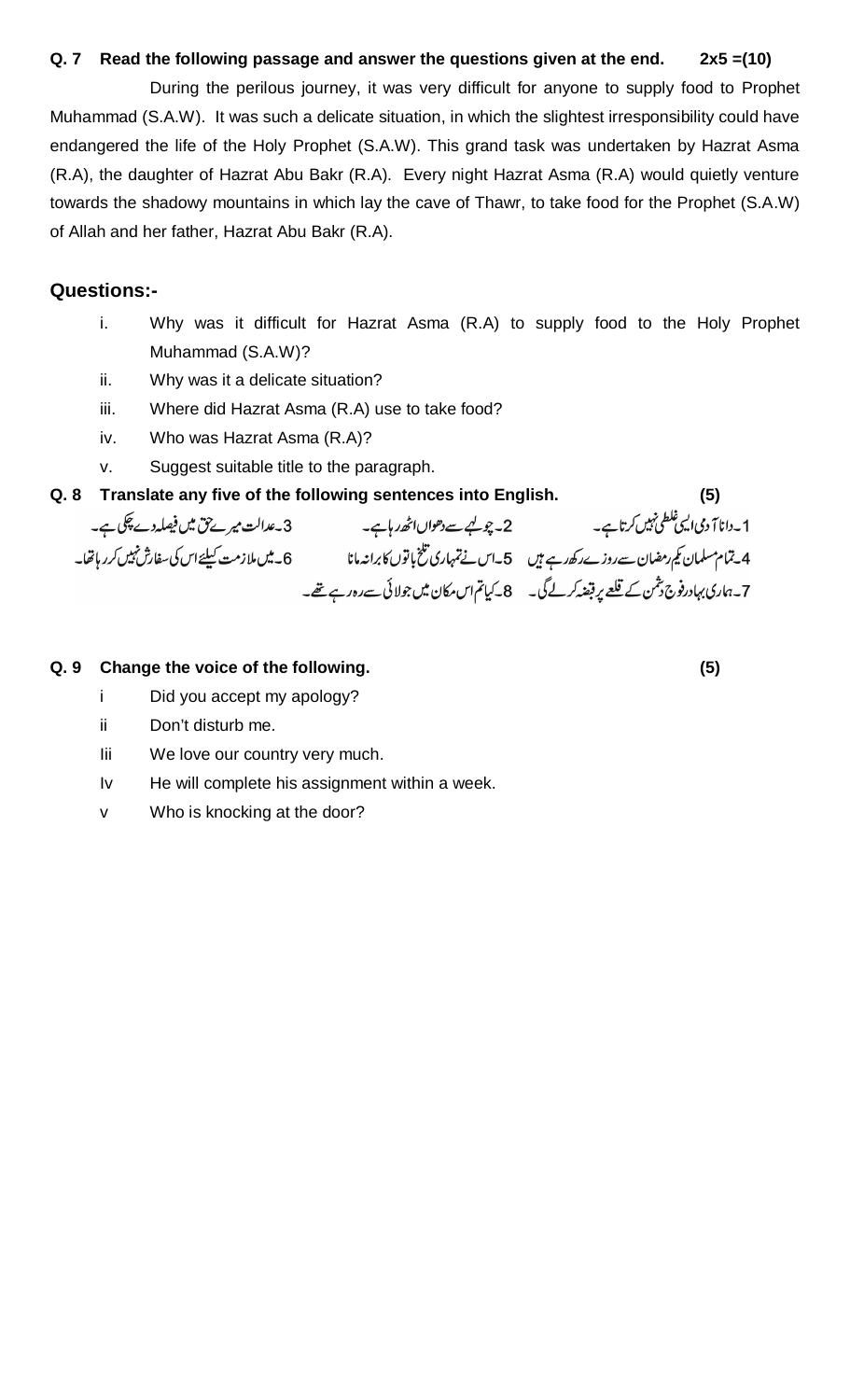**Q. 7 Read the following passage and answer the questions given at the end. 2x5 =(10)**

During the perilous journey, it was very difficult for anyone to supply food to Prophet Muhammad (S.A.W). It was such a delicate situation, in which the slightest irresponsibility could have endangered the life of the Holy Prophet (S.A.W). This grand task was undertaken by Hazrat Asma (R.A), the daughter of Hazrat Abu Bakr (R.A). Every night Hazrat Asma (R.A) would quietly venture towards the shadowy mountains in which lay the cave of Thawr, to take food for the Prophet (S.A.W) of Allah and her father, Hazrat Abu Bakr (R.A).

### Questions:-

i. Why was it difficult for Hazrat Asma (R.A) to supply food to the Holy Prophet Muhammad (S.A.W)?

ii. Why was it a delicate situation?

iii. Where did Hazrat Asma (R.A) use to take food?

iv. Who was Hazrat Asma (R.A)?

v. Suggest suitable title to the paragraph.

**Q. 8 Translate any five of the following sentences into English. (5)**

1۔ دانا آدمی ایسی غلطی نہیں کرتا ہے۔ 2۔ چولہے سے دھواں اٹھ رہا ہے۔ 3۔ عدالت میرے حق میں فیصلہ دے چکی ہے۔

4۔ تمام مسلمان یکم رمضان سے روزے رکھ رہے ہیں 5۔ اس نے تمہاری تلخ باتوں کا برا نہ مانا 6۔ میں ملازمت کیلئے اس کی سفارش نہیں کر رہا تھا۔

7۔ ہماری بہادر فوج دشمن کے قلعے پر قبضہ کر لے گی۔ 8۔ کیا تم اس مکان میں جولائی سے رہ رہے تھے۔

**Q. 9 Change the voice of the following. (5)**

i Did you accept my apology?

ii Don't disturb me.

Iii We love our country very much.

Iv He will complete his assignment within a week.

v Who is knocking at the door?